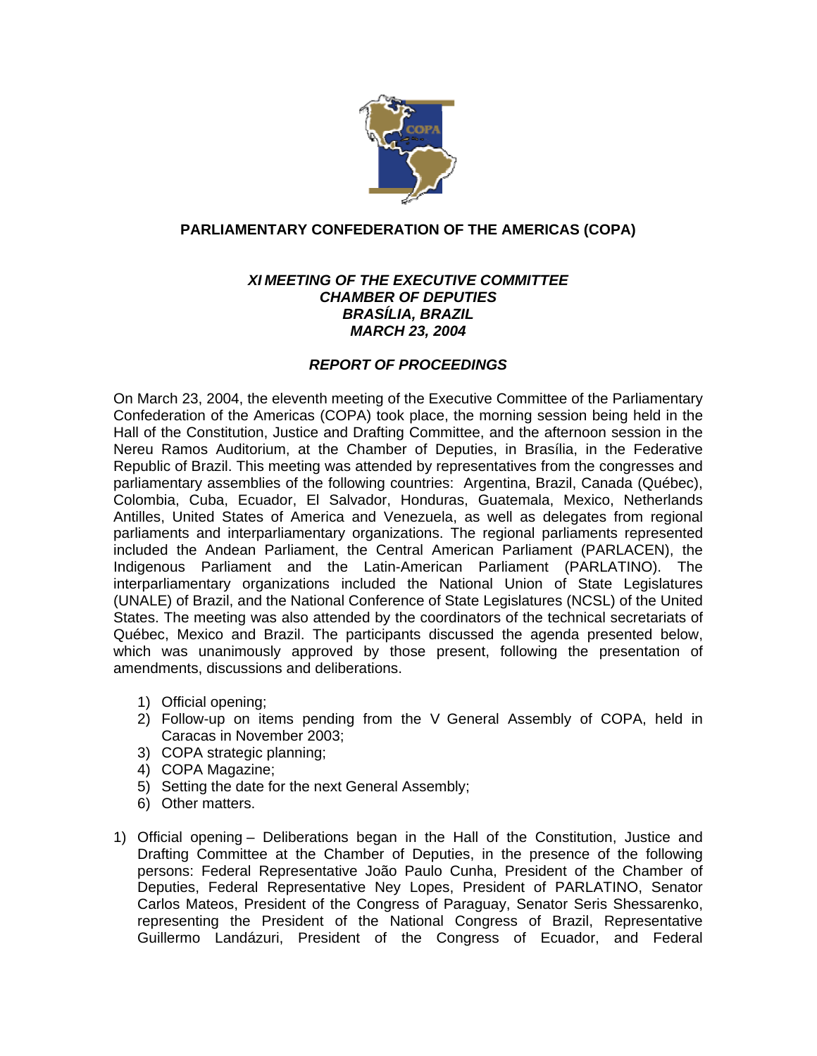# PARLIAMENTARY CONFEDERATION OF THE AMERICAS (COPA)

***XI MEETING OF THE EXECUTIVE COMMITTEE***
***CHAMBER OF DEPUTIES***
***BRASÍLIA, BRAZIL***
***MARCH 23, 2004***

## *REPORT OF PROCEEDINGS*

On March 23, 2004, the eleventh meeting of the Executive Committee of the Parliamentary Confederation of the Americas (COPA) took place, the morning session being held in the Hall of the Constitution, Justice and Drafting Committee, and the afternoon session in the Nereu Ramos Auditorium, at the Chamber of Deputies, in Brasília, in the Federative Republic of Brazil. This meeting was attended by representatives from the congresses and parliamentary assemblies of the following countries: Argentina, Brazil, Canada (Québec), Colombia, Cuba, Ecuador, El Salvador, Honduras, Guatemala, Mexico, Netherlands Antilles, United States of America and Venezuela, as well as delegates from regional parliaments and interparliamentary organizations. The regional parliaments represented included the Andean Parliament, the Central American Parliament (PARLACEN), the Indigenous Parliament and the Latin-American Parliament (PARLATINO). The interparliamentary organizations included the National Union of State Legislatures (UNALE) of Brazil, and the National Conference of State Legislatures (NCSL) of the United States. The meeting was also attended by the coordinators of the technical secretariats of Québec, Mexico and Brazil. The participants discussed the agenda presented below, which was unanimously approved by those present, following the presentation of amendments, discussions and deliberations.

1) Official opening;
2) Follow-up on items pending from the V General Assembly of COPA, held in Caracas in November 2003;
3) COPA strategic planning;
4) COPA Magazine;
5) Setting the date for the next General Assembly;
6) Other matters.

1) Official opening – Deliberations began in the Hall of the Constitution, Justice and Drafting Committee at the Chamber of Deputies, in the presence of the following persons: Federal Representative João Paulo Cunha, President of the Chamber of Deputies, Federal Representative Ney Lopes, President of PARLATINO, Senator Carlos Mateos, President of the Congress of Paraguay, Senator Seris Shessarenko, representing the President of the National Congress of Brazil, Representative Guillermo Landázuri, President of the Congress of Ecuador, and Federal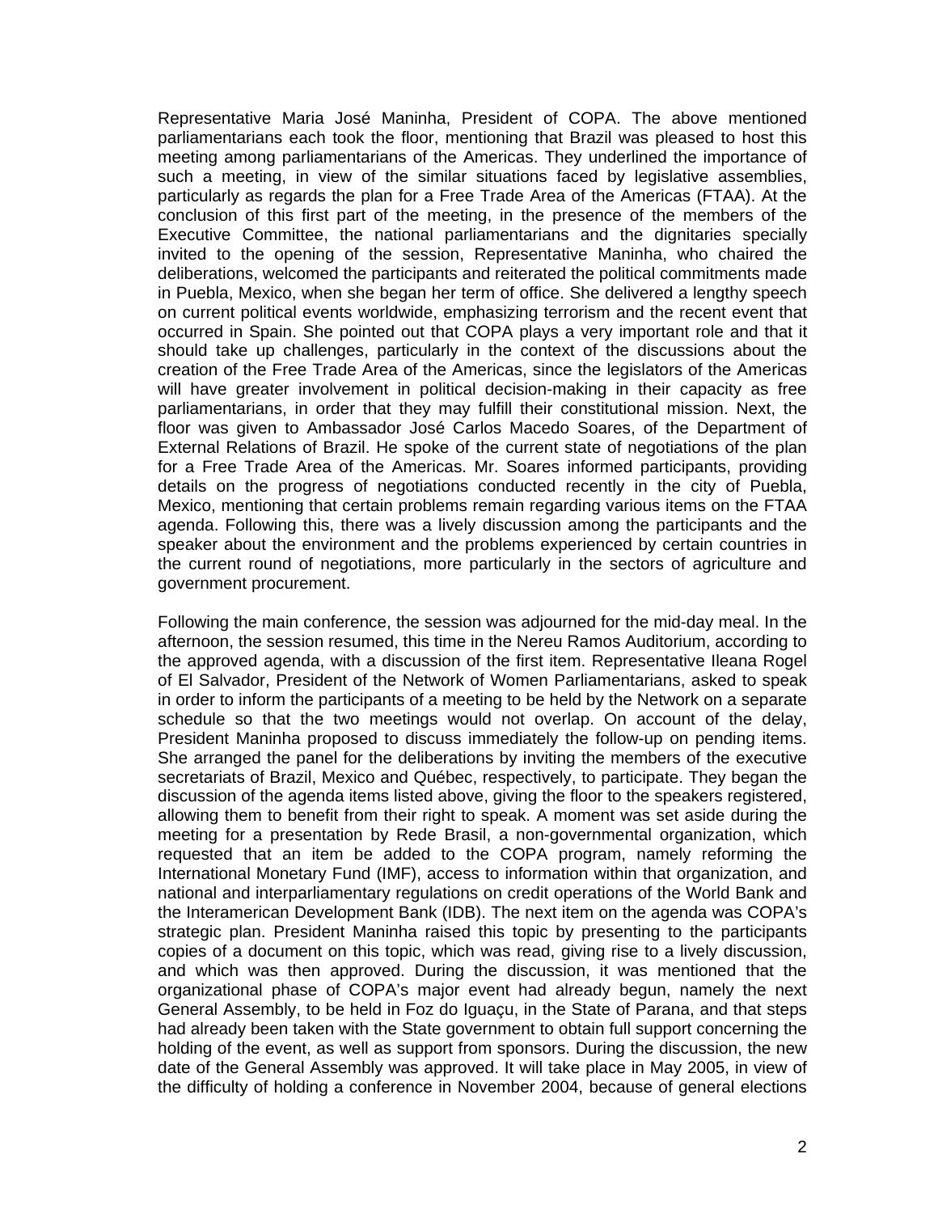Representative Maria José Maninha, President of COPA. The above mentioned parliamentarians each took the floor, mentioning that Brazil was pleased to host this meeting among parliamentarians of the Americas. They underlined the importance of such a meeting, in view of the similar situations faced by legislative assemblies, particularly as regards the plan for a Free Trade Area of the Americas (FTAA). At the conclusion of this first part of the meeting, in the presence of the members of the Executive Committee, the national parliamentarians and the dignitaries specially invited to the opening of the session, Representative Maninha, who chaired the deliberations, welcomed the participants and reiterated the political commitments made in Puebla, Mexico, when she began her term of office. She delivered a lengthy speech on current political events worldwide, emphasizing terrorism and the recent event that occurred in Spain. She pointed out that COPA plays a very important role and that it should take up challenges, particularly in the context of the discussions about the creation of the Free Trade Area of the Americas, since the legislators of the Americas will have greater involvement in political decision-making in their capacity as free parliamentarians, in order that they may fulfill their constitutional mission. Next, the floor was given to Ambassador José Carlos Macedo Soares, of the Department of External Relations of Brazil. He spoke of the current state of negotiations of the plan for a Free Trade Area of the Americas. Mr. Soares informed participants, providing details on the progress of negotiations conducted recently in the city of Puebla, Mexico, mentioning that certain problems remain regarding various items on the FTAA agenda. Following this, there was a lively discussion among the participants and the speaker about the environment and the problems experienced by certain countries in the current round of negotiations, more particularly in the sectors of agriculture and government procurement.

Following the main conference, the session was adjourned for the mid-day meal. In the afternoon, the session resumed, this time in the Nereu Ramos Auditorium, according to the approved agenda, with a discussion of the first item. Representative Ileana Rogel of El Salvador, President of the Network of Women Parliamentarians, asked to speak in order to inform the participants of a meeting to be held by the Network on a separate schedule so that the two meetings would not overlap. On account of the delay, President Maninha proposed to discuss immediately the follow-up on pending items. She arranged the panel for the deliberations by inviting the members of the executive secretariats of Brazil, Mexico and Québec, respectively, to participate. They began the discussion of the agenda items listed above, giving the floor to the speakers registered, allowing them to benefit from their right to speak. A moment was set aside during the meeting for a presentation by Rede Brasil, a non-governmental organization, which requested that an item be added to the COPA program, namely reforming the International Monetary Fund (IMF), access to information within that organization, and national and interparliamentary regulations on credit operations of the World Bank and the Interamerican Development Bank (IDB). The next item on the agenda was COPA's strategic plan. President Maninha raised this topic by presenting to the participants copies of a document on this topic, which was read, giving rise to a lively discussion, and which was then approved. During the discussion, it was mentioned that the organizational phase of COPA's major event had already begun, namely the next General Assembly, to be held in Foz do Iguaçu, in the State of Parana, and that steps had already been taken with the State government to obtain full support concerning the holding of the event, as well as support from sponsors. During the discussion, the new date of the General Assembly was approved. It will take place in May 2005, in view of the difficulty of holding a conference in November 2004, because of general elections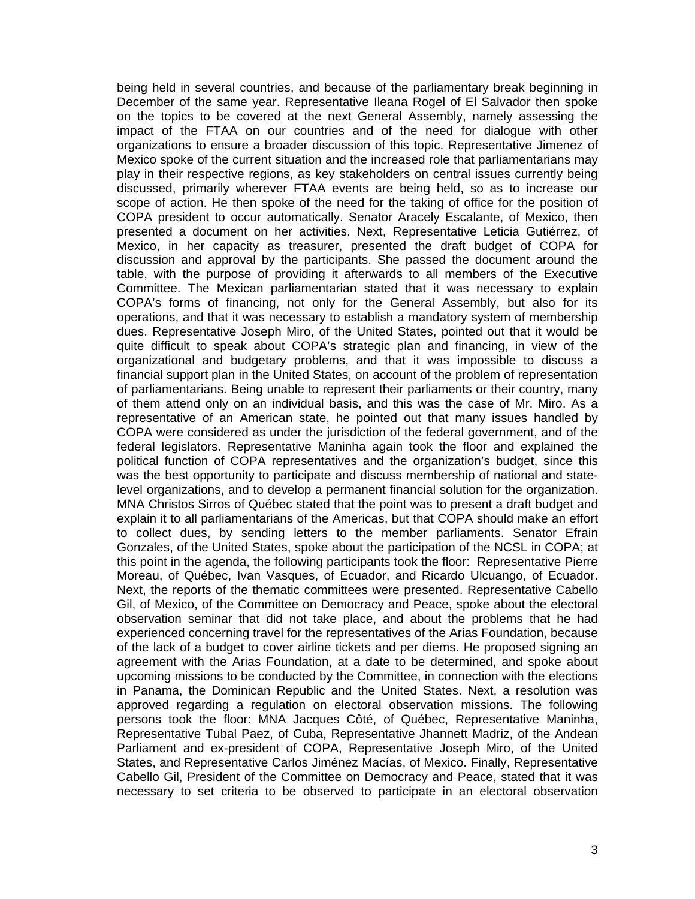being held in several countries, and because of the parliamentary break beginning in December of the same year. Representative Ileana Rogel of El Salvador then spoke on the topics to be covered at the next General Assembly, namely assessing the impact of the FTAA on our countries and of the need for dialogue with other organizations to ensure a broader discussion of this topic. Representative Jimenez of Mexico spoke of the current situation and the increased role that parliamentarians may play in their respective regions, as key stakeholders on central issues currently being discussed, primarily wherever FTAA events are being held, so as to increase our scope of action. He then spoke of the need for the taking of office for the position of COPA president to occur automatically. Senator Aracely Escalante, of Mexico, then presented a document on her activities. Next, Representative Leticia Gutiérrez, of Mexico, in her capacity as treasurer, presented the draft budget of COPA for discussion and approval by the participants. She passed the document around the table, with the purpose of providing it afterwards to all members of the Executive Committee. The Mexican parliamentarian stated that it was necessary to explain COPA's forms of financing, not only for the General Assembly, but also for its operations, and that it was necessary to establish a mandatory system of membership dues. Representative Joseph Miro, of the United States, pointed out that it would be quite difficult to speak about COPA's strategic plan and financing, in view of the organizational and budgetary problems, and that it was impossible to discuss a financial support plan in the United States, on account of the problem of representation of parliamentarians. Being unable to represent their parliaments or their country, many of them attend only on an individual basis, and this was the case of Mr. Miro. As a representative of an American state, he pointed out that many issues handled by COPA were considered as under the jurisdiction of the federal government, and of the federal legislators. Representative Maninha again took the floor and explained the political function of COPA representatives and the organization's budget, since this was the best opportunity to participate and discuss membership of national and state-level organizations, and to develop a permanent financial solution for the organization. MNA Christos Sirros of Québec stated that the point was to present a draft budget and explain it to all parliamentarians of the Americas, but that COPA should make an effort to collect dues, by sending letters to the member parliaments. Senator Efrain Gonzales, of the United States, spoke about the participation of the NCSL in COPA; at this point in the agenda, the following participants took the floor: Representative Pierre Moreau, of Québec, Ivan Vasques, of Ecuador, and Ricardo Ulcuango, of Ecuador. Next, the reports of the thematic committees were presented. Representative Cabello Gil, of Mexico, of the Committee on Democracy and Peace, spoke about the electoral observation seminar that did not take place, and about the problems that he had experienced concerning travel for the representatives of the Arias Foundation, because of the lack of a budget to cover airline tickets and per diems. He proposed signing an agreement with the Arias Foundation, at a date to be determined, and spoke about upcoming missions to be conducted by the Committee, in connection with the elections in Panama, the Dominican Republic and the United States. Next, a resolution was approved regarding a regulation on electoral observation missions. The following persons took the floor: MNA Jacques Côté, of Québec, Representative Maninha, Representative Tubal Paez, of Cuba, Representative Jhannett Madriz, of the Andean Parliament and ex-president of COPA, Representative Joseph Miro, of the United States, and Representative Carlos Jiménez Macías, of Mexico. Finally, Representative Cabello Gil, President of the Committee on Democracy and Peace, stated that it was necessary to set criteria to be observed to participate in an electoral observation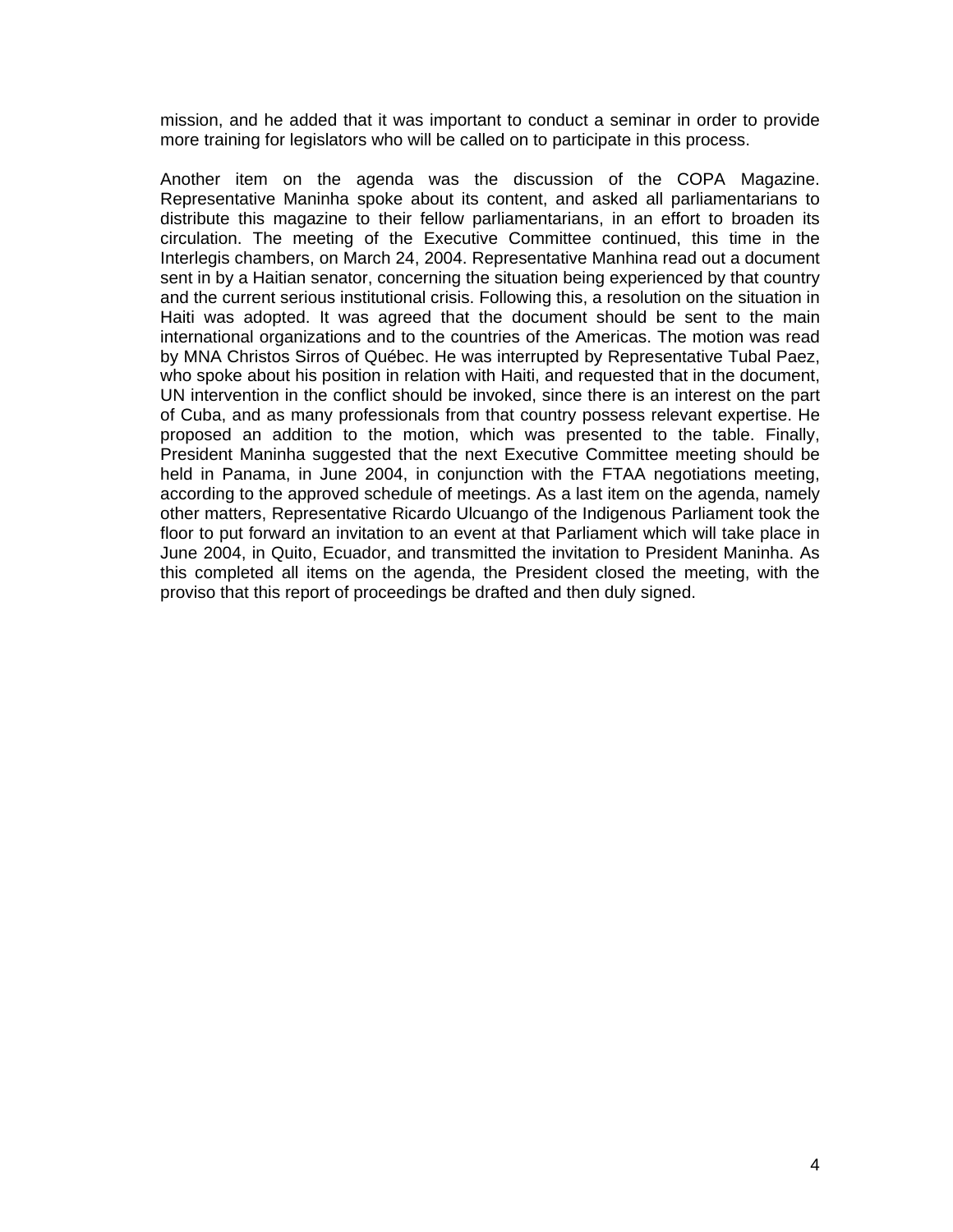mission, and he added that it was important to conduct a seminar in order to provide more training for legislators who will be called on to participate in this process.

Another item on the agenda was the discussion of the COPA Magazine. Representative Maninha spoke about its content, and asked all parliamentarians to distribute this magazine to their fellow parliamentarians, in an effort to broaden its circulation. The meeting of the Executive Committee continued, this time in the Interlegis chambers, on March 24, 2004. Representative Manhina read out a document sent in by a Haitian senator, concerning the situation being experienced by that country and the current serious institutional crisis. Following this, a resolution on the situation in Haiti was adopted. It was agreed that the document should be sent to the main international organizations and to the countries of the Americas. The motion was read by MNA Christos Sirros of Québec. He was interrupted by Representative Tubal Paez, who spoke about his position in relation with Haiti, and requested that in the document, UN intervention in the conflict should be invoked, since there is an interest on the part of Cuba, and as many professionals from that country possess relevant expertise. He proposed an addition to the motion, which was presented to the table. Finally, President Maninha suggested that the next Executive Committee meeting should be held in Panama, in June 2004, in conjunction with the FTAA negotiations meeting, according to the approved schedule of meetings. As a last item on the agenda, namely other matters, Representative Ricardo Ulcuango of the Indigenous Parliament took the floor to put forward an invitation to an event at that Parliament which will take place in June 2004, in Quito, Ecuador, and transmitted the invitation to President Maninha. As this completed all items on the agenda, the President closed the meeting, with the proviso that this report of proceedings be drafted and then duly signed.